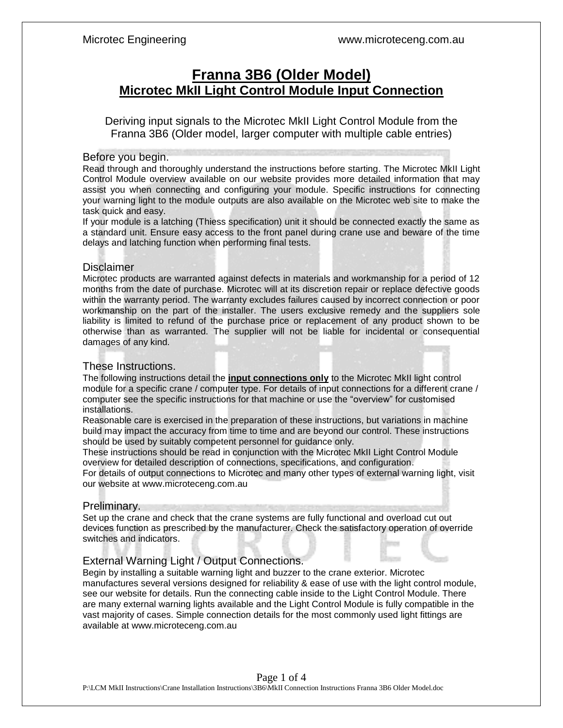# Franna 3B6 (Older Model)

## Microtec MkII Light Control Module Input Connection

Deriving input signals to the Microtec MkII Light Control Module from the Franna 3B6 (Older model, larger computer with multiple cable entries)

### Before you begin.

Read through and thoroughly understand the instructions before starting. The Microtec MkII Light Control Module overview available on our website provides more detailed information that may assist you when connecting and configuring your module. Specific instructions for connecting your warning light to the module outputs are also available on the Microtec web site to make the task quick and easy.

If your module is a latching (Thiess specification) unit it should be connected exactly the same as a standard unit. Ensure easy access to the front panel during crane use and beware of the time delays and latching function when performing final tests.

### Disclaimer

Microtec products are warranted against defects in materials and workmanship for a period of 12 months from the date of purchase. Microtec will at its discretion repair or replace defective goods within the warranty period. The warranty excludes failures caused by incorrect connection or poor workmanship on the part of the installer. The users exclusive remedy and the suppliers sole liability is limited to refund of the purchase price or replacement of any product shown to be otherwise than as warranted. The supplier will not be liable for incidental or consequential damages of any kind.

### These Instructions.

The following instructions detail the **input connections only** to the Microtec MkII light control module for a specific crane / computer type. For details of input connections for a different crane / computer see the specific instructions for that machine or use the "overview" for customised installations.

Reasonable care is exercised in the preparation of these instructions, but variations in machine build may impact the accuracy from time to time and are beyond our control. These instructions should be used by suitably competent personnel for guidance only.

These instructions should be read in conjunction with the Microtec MkII Light Control Module overview for detailed description of connections, specifications, and configuration.

For details of output connections to Microtec and many other types of external warning light, visit our website at www.microteceng.com.au

### Preliminary.

Set up the crane and check that the crane systems are fully functional and overload cut out devices function as prescribed by the manufacturer. Check the satisfactory operation of override switches and indicators.

### External Warning Light / Output Connections.

Begin by installing a suitable warning light and buzzer to the crane exterior. Microtec manufactures several versions designed for reliability & ease of use with the light control module, see our website for details. Run the connecting cable inside to the Light Control Module. There are many external warning lights available and the Light Control Module is fully compatible in the vast majority of cases. Simple connection details for the most commonly used light fittings are available at www.microteceng.com.au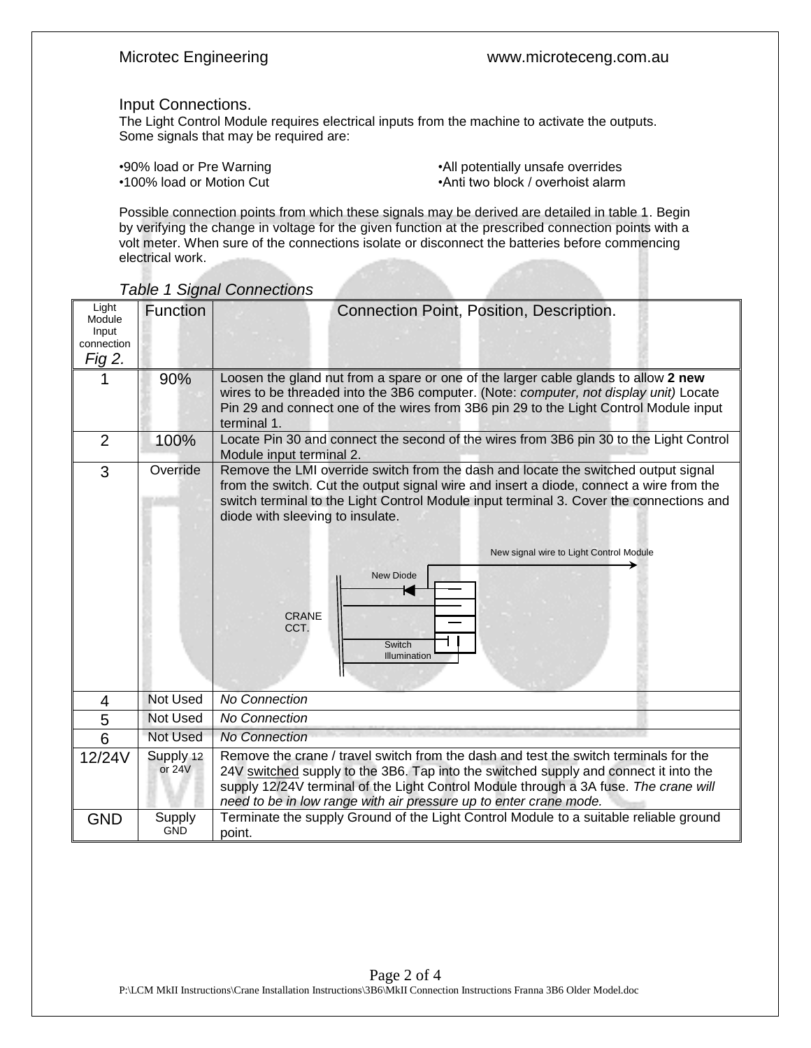## Input Connections.

The Light Control Module requires electrical inputs from the machine to activate the outputs. Some signals that may be required are:

- •90% load or Pre Warning
- •100% load or Motion Cut
- •All potentially unsafe overrides
- •Anti two block / overhoist alarm

Possible connection points from which these signals may be derived are detailed in table 1. Begin by verifying the change in voltage for the given function at the prescribed connection points with a volt meter. When sure of the connections isolate or disconnect the batteries before commencing electrical work.

*Table 1 Signal Connections*

| Light Module Input connection *Fig 2.* | Function | Connection Point, Position, Description. |
|---|---|---|
| 1 | 90% | Loosen the gland nut from a spare or one of the larger cable glands to allow **2 new** wires to be threaded into the 3B6 computer. (Note: *computer, not display unit)* Locate Pin 29 and connect one of the wires from 3B6 pin 29 to the Light Control Module input terminal 1. |
| 2 | 100% | Locate Pin 30 and connect the second of the wires from 3B6 pin 30 to the Light Control Module input terminal 2. |
| 3 | Override | Remove the LMI override switch from the dash and locate the switched output signal from the switch. Cut the output signal wire and insert a diode, connect a wire from the switch terminal to the Light Control Module input terminal 3. Cover the connections and diode with sleeving to insulate. New signal wire to Light Control Module; New Diode; CRANE CCT.; Switch Illumination |
| 4 | Not Used | *No Connection* |
| 5 | Not Used | *No Connection* |
| 6 | Not Used | *No Connection* |
| 12/24V | Supply 12 or 24V | Remove the crane / travel switch from the dash and test the switch terminals for the 24V switched supply to the 3B6. Tap into the switched supply and connect it into the supply 12/24V terminal of the Light Control Module through a 3A fuse. *The crane will need to be in low range with air pressure up to enter crane mode.* |
| GND | Supply GND | Terminate the supply Ground of the Light Control Module to a suitable reliable ground point. |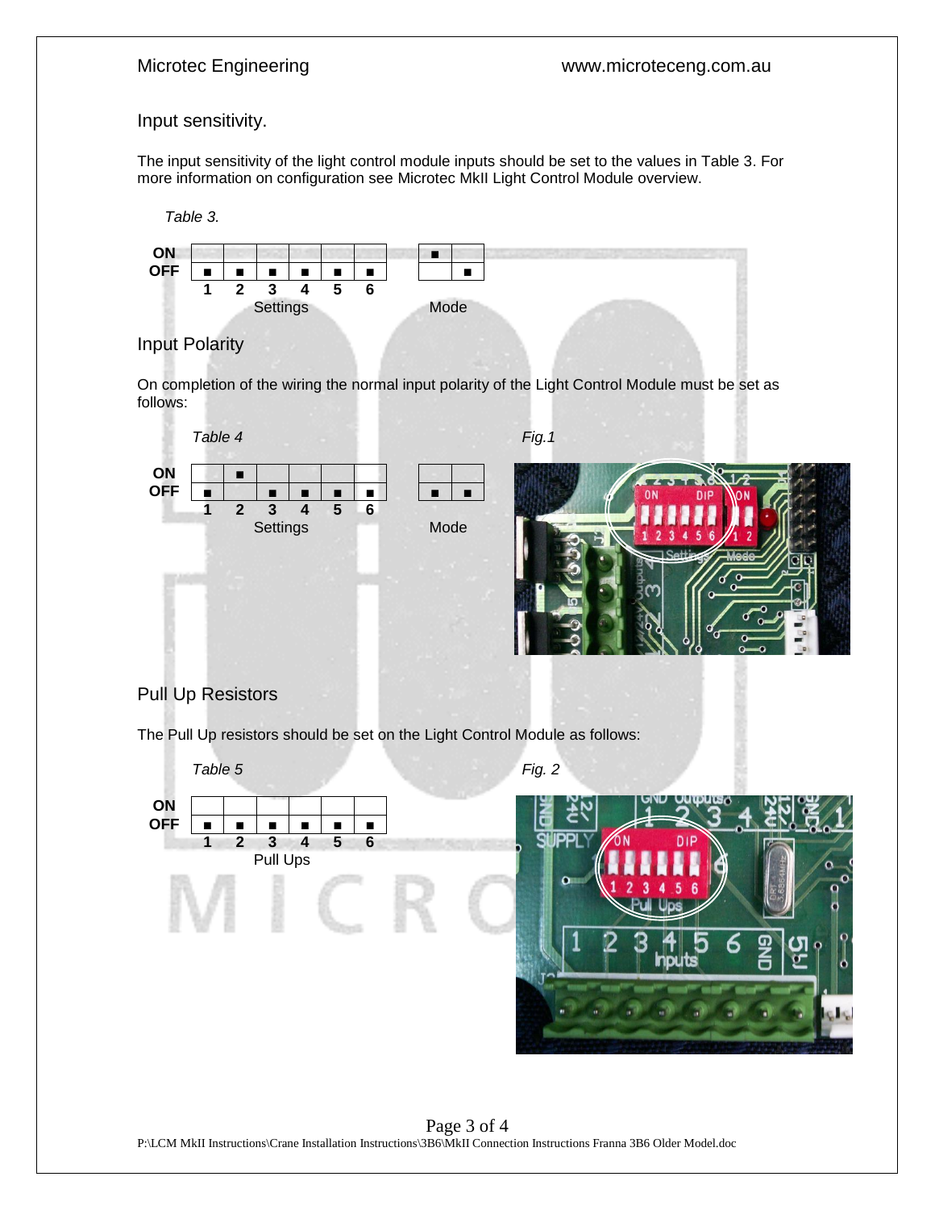## Input sensitivity.

The input sensitivity of the light control module inputs should be set to the values in Table 3. For more information on configuration see Microtec MkII Light Control Module overview.

*Table 3.*

| | Settings 1 | Settings 2 | Settings 3 | Settings 4 | Settings 5 | Settings 6 | Mode 1 | Mode 2 |
|---|---|---|---|---|---|---|---|---|
| ON | | | | | | | ■ | |
| OFF | ■ | ■ | ■ | ■ | ■ | ■ | | ■ |

## Input Polarity

On completion of the wiring the normal input polarity of the Light Control Module must be set as follows:

*Table 4*

| | Settings 1 | Settings 2 | Settings 3 | Settings 4 | Settings 5 | Settings 6 | Mode 1 | Mode 2 |
|---|---|---|---|---|---|---|---|---|
| ON | | ■ | | | | | | |
| OFF | ■ | | ■ | ■ | ■ | ■ | ■ | ■ |

*Fig.1*

## Pull Up Resistors

The Pull Up resistors should be set on the Light Control Module as follows:

*Table 5*

| | Pull Ups 1 | Pull Ups 2 | Pull Ups 3 | Pull Ups 4 | Pull Ups 5 | Pull Ups 6 |
|---|---|---|---|---|---|---|
| ON | | | | | | |
| OFF | ■ | ■ | ■ | ■ | ■ | ■ |

*Fig. 2*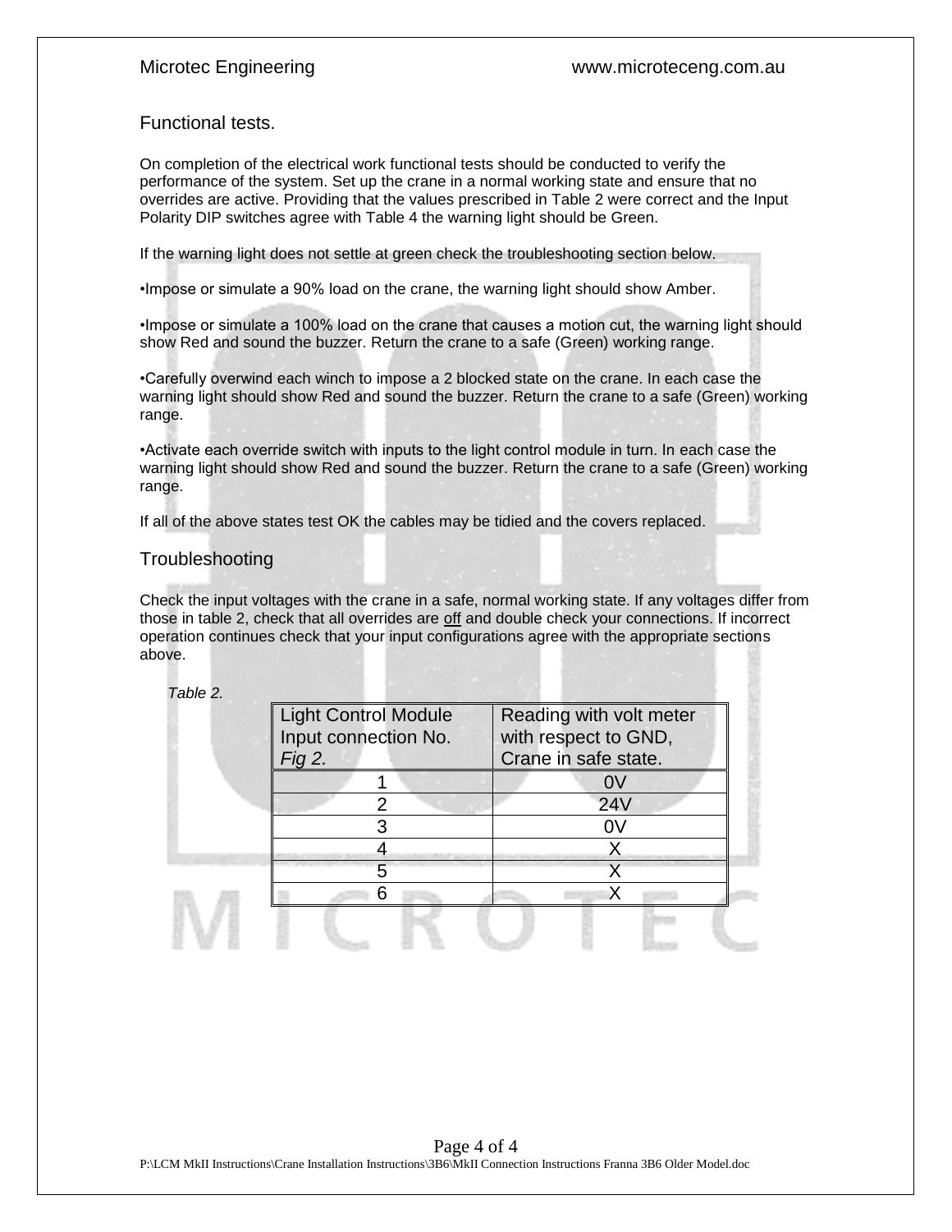## Functional tests.

On completion of the electrical work functional tests should be conducted to verify the performance of the system. Set up the crane in a normal working state and ensure that no overrides are active. Providing that the values prescribed in Table 2 were correct and the Input Polarity DIP switches agree with Table 4 the warning light should be Green.

If the warning light does not settle at green check the troubleshooting section below.

•Impose or simulate a 90% load on the crane, the warning light should show Amber.

•Impose or simulate a 100% load on the crane that causes a motion cut, the warning light should show Red and sound the buzzer. Return the crane to a safe (Green) working range.

•Carefully overwind each winch to impose a 2 blocked state on the crane. In each case the warning light should show Red and sound the buzzer. Return the crane to a safe (Green) working range.

•Activate each override switch with inputs to the light control module in turn. In each case the warning light should show Red and sound the buzzer. Return the crane to a safe (Green) working range.

If all of the above states test OK the cables may be tidied and the covers replaced.

## Troubleshooting

Check the input voltages with the crane in a safe, normal working state. If any voltages differ from those in table 2, check that all overrides are <u>off</u> and double check your connections. If incorrect operation continues check that your input configurations agree with the appropriate sections above.

*Table 2.*

| Light Control Module Input connection No. *Fig 2.* | Reading with volt meter with respect to GND, Crane in safe state. |
|---|---|
| 1 | 0V |
| 2 | 24V |
| 3 | 0V |
| 4 | X |
| 5 | X |
| 6 | X |